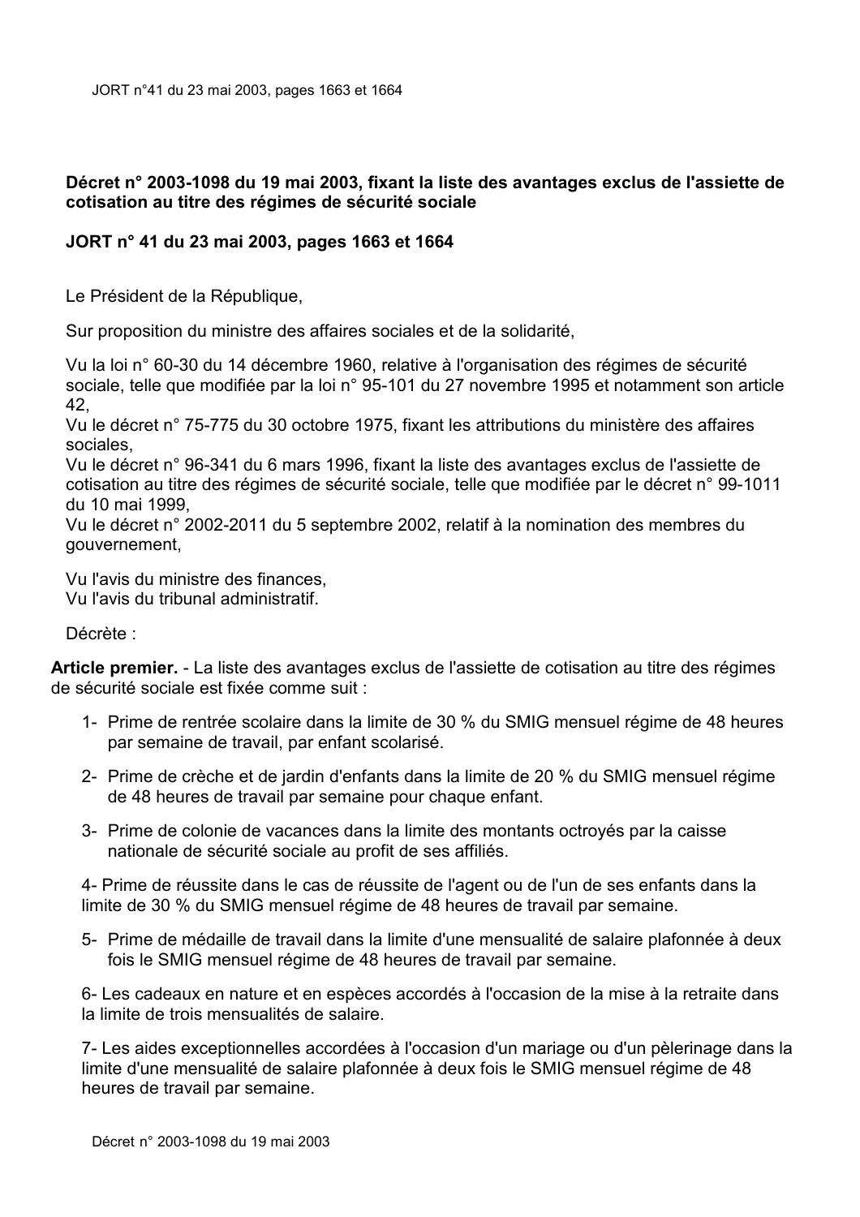**Décret n° 2003-1098 du 19 mai 2003, fixant la liste des avantages exclus de l'assiette de cotisation au titre des régimes de sécurité sociale**

**JORT n° 41 du 23 mai 2003, pages 1663 et 1664**

Le Président de la République,

Sur proposition du ministre des affaires sociales et de la solidarité,

Vu la loi n° 60-30 du 14 décembre 1960, relative à l'organisation des régimes de sécurité sociale, telle que modifiée par la loi n° 95-101 du 27 novembre 1995 et notamment son article 42,
Vu le décret n° 75-775 du 30 octobre 1975, fixant les attributions du ministère des affaires sociales,
Vu le décret n° 96-341 du 6 mars 1996, fixant la liste des avantages exclus de l'assiette de cotisation au titre des régimes de sécurité sociale, telle que modifiée par le décret n° 99-1011 du 10 mai 1999,
Vu le décret n° 2002-2011 du 5 septembre 2002, relatif à la nomination des membres du gouvernement,

Vu l'avis du ministre des finances,
Vu l'avis du tribunal administratif.

Décrète :

**Article premier.** - La liste des avantages exclus de l'assiette de cotisation au titre des régimes de sécurité sociale est fixée comme suit :

1- Prime de rentrée scolaire dans la limite de 30 % du SMIG mensuel régime de 48 heures par semaine de travail, par enfant scolarisé.

2- Prime de crèche et de jardin d'enfants dans la limite de 20 % du SMIG mensuel régime de 48 heures de travail par semaine pour chaque enfant.

3- Prime de colonie de vacances dans la limite des montants octroyés par la caisse nationale de sécurité sociale au profit de ses affiliés.

4- Prime de réussite dans le cas de réussite de l'agent ou de l'un de ses enfants dans la limite de 30 % du SMIG mensuel régime de 48 heures de travail par semaine.

5- Prime de médaille de travail dans la limite d'une mensualité de salaire plafonnée à deux fois le SMIG mensuel régime de 48 heures de travail par semaine.

6- Les cadeaux en nature et en espèces accordés à l'occasion de la mise à la retraite dans la limite de trois mensualités de salaire.

7- Les aides exceptionnelles accordées à l'occasion d'un mariage ou d'un pèlerinage dans la limite d'une mensualité de salaire plafonnée à deux fois le SMIG mensuel régime de 48 heures de travail par semaine.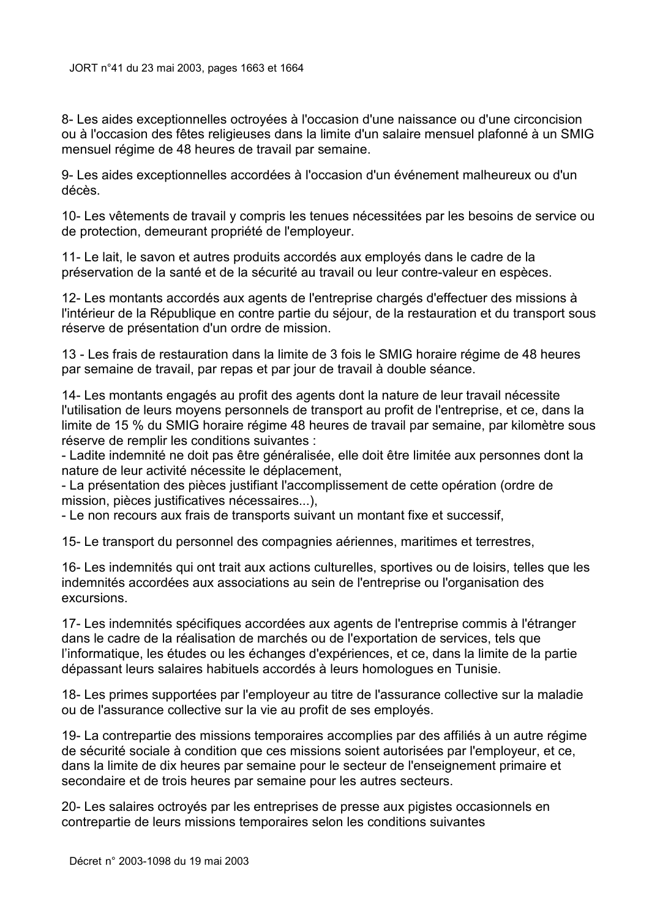8- Les aides exceptionnelles octroyées à l'occasion d'une naissance ou d'une circoncision ou à l'occasion des fêtes religieuses dans la limite d'un salaire mensuel plafonné à un SMIG mensuel régime de 48 heures de travail par semaine.

9- Les aides exceptionnelles accordées à l'occasion d'un événement malheureux ou d'un décès.

10- Les vêtements de travail y compris les tenues nécessitées par les besoins de service ou de protection, demeurant propriété de l'employeur.

11- Le lait, le savon et autres produits accordés aux employés dans le cadre de la préservation de la santé et de la sécurité au travail ou leur contre-valeur en espèces.

12- Les montants accordés aux agents de l'entreprise chargés d'effectuer des missions à l'intérieur de la République en contre partie du séjour, de la restauration et du transport sous réserve de présentation d'un ordre de mission.

13 - Les frais de restauration dans la limite de 3 fois le SMIG horaire régime de 48 heures par semaine de travail, par repas et par jour de travail à double séance.

14- Les montants engagés au profit des agents dont la nature de leur travail nécessite l'utilisation de leurs moyens personnels de transport au profit de l'entreprise, et ce, dans la limite de 15 % du SMIG horaire régime 48 heures de travail par semaine, par kilomètre sous réserve de remplir les conditions suivantes :
- Ladite indemnité ne doit pas être généralisée, elle doit être limitée aux personnes dont la nature de leur activité nécessite le déplacement,
- La présentation des pièces justifiant l'accomplissement de cette opération (ordre de mission, pièces justificatives nécessaires...),
- Le non recours aux frais de transports suivant un montant fixe et successif,

15- Le transport du personnel des compagnies aériennes, maritimes et terrestres,

16- Les indemnités qui ont trait aux actions culturelles, sportives ou de loisirs, telles que les indemnités accordées aux associations au sein de l'entreprise ou l'organisation des excursions.

17- Les indemnités spécifiques accordées aux agents de l'entreprise commis à l'étranger dans le cadre de la réalisation de marchés ou de l'exportation de services, tels que l'informatique, les études ou les échanges d'expériences, et ce, dans la limite de la partie dépassant leurs salaires habituels accordés à leurs homologues en Tunisie.

18- Les primes supportées par l'employeur au titre de l'assurance collective sur la maladie ou de l'assurance collective sur la vie au profit de ses employés.

19- La contrepartie des missions temporaires accomplies par des affiliés à un autre régime de sécurité sociale à condition que ces missions soient autorisées par l'employeur, et ce, dans la limite de dix heures par semaine pour le secteur de l'enseignement primaire et secondaire et de trois heures par semaine pour les autres secteurs.

20- Les salaires octroyés par les entreprises de presse aux pigistes occasionnels en contrepartie de leurs missions temporaires selon les conditions suivantes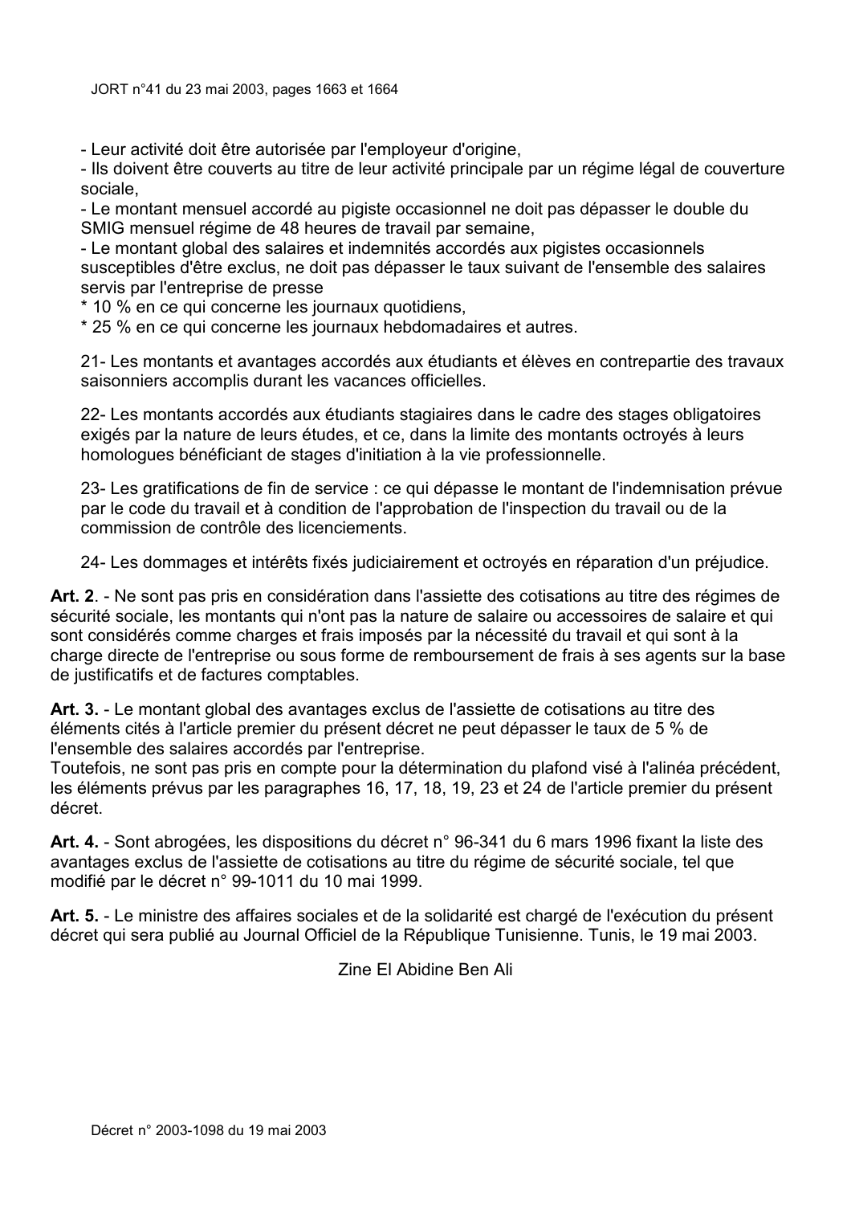- Leur activité doit être autorisée par l'employeur d'origine,
- Ils doivent être couverts au titre de leur activité principale par un régime légal de couverture sociale,
- Le montant mensuel accordé au pigiste occasionnel ne doit pas dépasser le double du SMIG mensuel régime de 48 heures de travail par semaine,
- Le montant global des salaires et indemnités accordés aux pigistes occasionnels susceptibles d'être exclus, ne doit pas dépasser le taux suivant de l'ensemble des salaires servis par l'entreprise de presse
  * 10 % en ce qui concerne les journaux quotidiens,
  * 25 % en ce qui concerne les journaux hebdomadaires et autres.

21- Les montants et avantages accordés aux étudiants et élèves en contrepartie des travaux saisonniers accomplis durant les vacances officielles.

22- Les montants accordés aux étudiants stagiaires dans le cadre des stages obligatoires exigés par la nature de leurs études, et ce, dans la limite des montants octroyés à leurs homologues bénéficiant de stages d'initiation à la vie professionnelle.

23- Les gratifications de fin de service : ce qui dépasse le montant de l'indemnisation prévue par le code du travail et à condition de l'approbation de l'inspection du travail ou de la commission de contrôle des licenciements.

24- Les dommages et intérêts fixés judiciairement et octroyés en réparation d'un préjudice.

**Art. 2**. - Ne sont pas pris en considération dans l'assiette des cotisations au titre des régimes de sécurité sociale, les montants qui n'ont pas la nature de salaire ou accessoires de salaire et qui sont considérés comme charges et frais imposés par la nécessité du travail et qui sont à la charge directe de l'entreprise ou sous forme de remboursement de frais à ses agents sur la base de justificatifs et de factures comptables.

**Art. 3.** - Le montant global des avantages exclus de l'assiette de cotisations au titre des éléments cités à l'article premier du présent décret ne peut dépasser le taux de 5 % de l'ensemble des salaires accordés par l'entreprise.
Toutefois, ne sont pas pris en compte pour la détermination du plafond visé à l'alinéa précédent, les éléments prévus par les paragraphes 16, 17, 18, 19, 23 et 24 de l'article premier du présent décret.

**Art. 4.** - Sont abrogées, les dispositions du décret n° 96-341 du 6 mars 1996 fixant la liste des avantages exclus de l'assiette de cotisations au titre du régime de sécurité sociale, tel que modifié par le décret n° 99-1011 du 10 mai 1999.

**Art. 5.** - Le ministre des affaires sociales et de la solidarité est chargé de l'exécution du présent décret qui sera publié au Journal Officiel de la République Tunisienne. Tunis, le 19 mai 2003.

Zine El Abidine Ben Ali